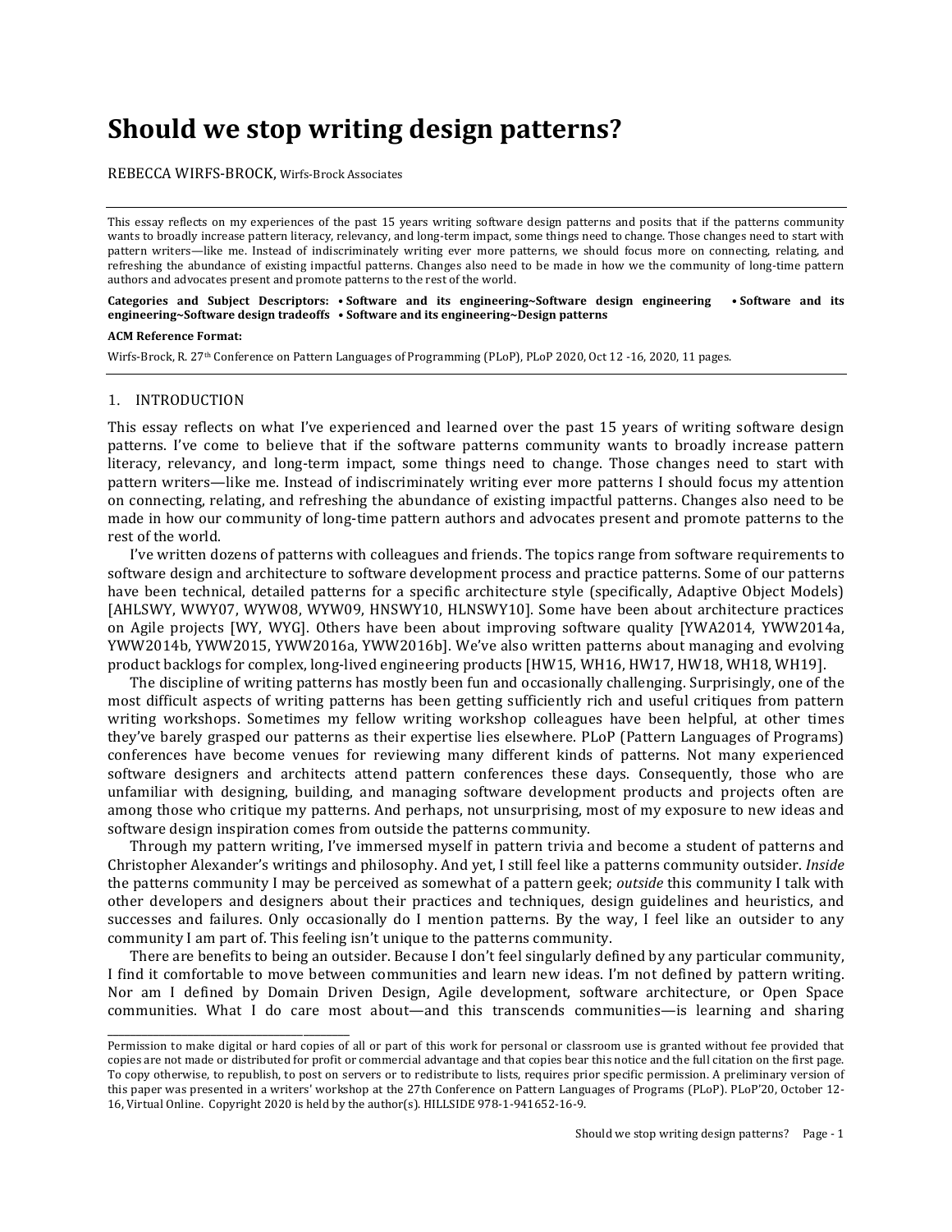# Should we stop writing design patterns?

REBECCA WIRFS-BROCK, Wirfs-Brock Associates

This essay reflects on my experiences of the past 15 years writing software design patterns and posits that if the patterns community wants to broadly increase pattern literacy, relevancy, and long-term impact, some things need to change. Those changes need to start with pattern writers—like me. Instead of indiscriminately writing ever more patterns, we should focus more on connecting, relating, and refreshing the abundance of existing impactful patterns. Changes also need to be made in how we the community of long-time pattern authors and advocates present and promote patterns to the rest of the world.

**Categories and Subject Descriptors: • Software and its engineering~Software design engineering • Software and its engineering~Software design tradeoffs • Software and its engineering~Design patterns**

**ACM Reference Format:**

Wirfs-Brock, R. 27th Conference on Pattern Languages of Programming (PLoP), PLoP 2020, Oct 12 -16, 2020, 11 pages.

## 1. INTRODUCTION

This essay reflects on what I've experienced and learned over the past 15 years of writing software design patterns. I've come to believe that if the software patterns community wants to broadly increase pattern literacy, relevancy, and long-term impact, some things need to change. Those changes need to start with pattern writers—like me. Instead of indiscriminately writing ever more patterns I should focus my attention on connecting, relating, and refreshing the abundance of existing impactful patterns. Changes also need to be made in how our community of long-time pattern authors and advocates present and promote patterns to the rest of the world.

I've written dozens of patterns with colleagues and friends. The topics range from software requirements to software design and architecture to software development process and practice patterns. Some of our patterns have been technical, detailed patterns for a specific architecture style (specifically, Adaptive Object Models) [AHLSWY, WWY07, WYW08, WYW09, HNSWY10, HLNSWY10]. Some have been about architecture practices on Agile projects [WY, WYG]. Others have been about improving software quality [YWA2014, YWW2014a, YWW2014b, YWW2015, YWW2016a, YWW2016b]. We've also written patterns about managing and evolving product backlogs for complex, long-lived engineering products [HW15, WH16, HW17, HW18, WH18, WH19].

The discipline of writing patterns has mostly been fun and occasionally challenging. Surprisingly, one of the most difficult aspects of writing patterns has been getting sufficiently rich and useful critiques from pattern writing workshops. Sometimes my fellow writing workshop colleagues have been helpful, at other times they've barely grasped our patterns as their expertise lies elsewhere. PLoP (Pattern Languages of Programs) conferences have become venues for reviewing many different kinds of patterns. Not many experienced software designers and architects attend pattern conferences these days. Consequently, those who are unfamiliar with designing, building, and managing software development products and projects often are among those who critique my patterns. And perhaps, not unsurprising, most of my exposure to new ideas and software design inspiration comes from outside the patterns community.

Through my pattern writing, I've immersed myself in pattern trivia and become a student of patterns and Christopher Alexander's writings and philosophy. And yet, I still feel like a patterns community outsider. *Inside* the patterns community I may be perceived as somewhat of a pattern geek; *outside* this community I talk with other developers and designers about their practices and techniques, design guidelines and heuristics, and successes and failures. Only occasionally do I mention patterns. By the way, I feel like an outsider to any community I am part of. This feeling isn't unique to the patterns community.

There are benefits to being an outsider. Because I don't feel singularly defined by any particular community, I find it comfortable to move between communities and learn new ideas. I'm not defined by pattern writing. Nor am I defined by Domain Driven Design, Agile development, software architecture, or Open Space communities. What I do care most about—and this transcends communities—is learning and sharing

---

Permission to make digital or hard copies of all or part of this work for personal or classroom use is granted without fee provided that copies are not made or distributed for profit or commercial advantage and that copies bear this notice and the full citation on the first page. To copy otherwise, to republish, to post on servers or to redistribute to lists, requires prior specific permission. A preliminary version of this paper was presented in a writers' workshop at the 27th Conference on Pattern Languages of Programs (PLoP). PLoP'20, October 12-16, Virtual Online. Copyright 2020 is held by the author(s). HILLSIDE 978-1-941652-16-9.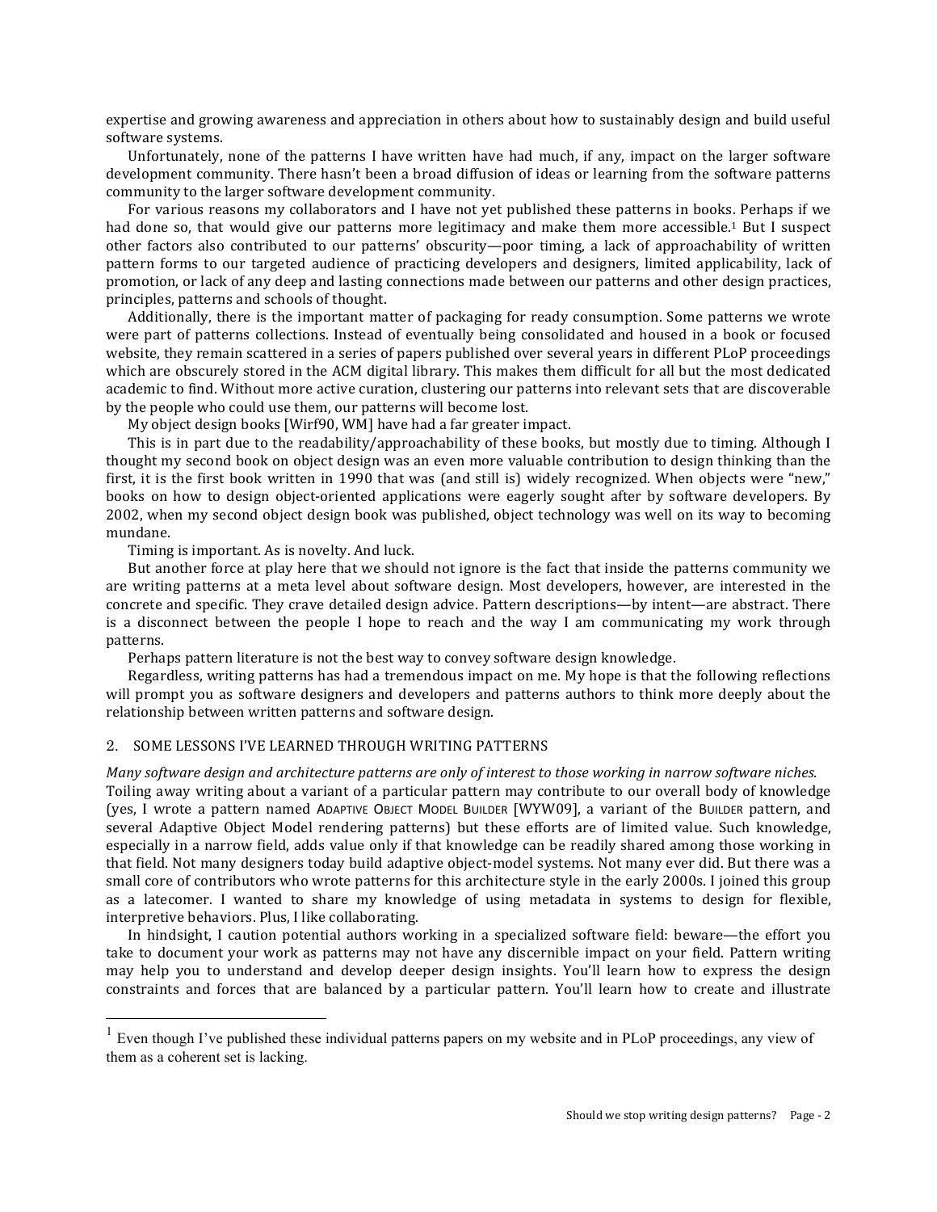expertise and growing awareness and appreciation in others about how to sustainably design and build useful software systems.

Unfortunately, none of the patterns I have written have had much, if any, impact on the larger software development community. There hasn't been a broad diffusion of ideas or learning from the software patterns community to the larger software development community.

For various reasons my collaborators and I have not yet published these patterns in books. Perhaps if we had done so, that would give our patterns more legitimacy and make them more accessible.[1] But I suspect other factors also contributed to our patterns' obscurity—poor timing, a lack of approachability of written pattern forms to our targeted audience of practicing developers and designers, limited applicability, lack of promotion, or lack of any deep and lasting connections made between our patterns and other design practices, principles, patterns and schools of thought.

Additionally, there is the important matter of packaging for ready consumption. Some patterns we wrote were part of patterns collections. Instead of eventually being consolidated and housed in a book or focused website, they remain scattered in a series of papers published over several years in different PLoP proceedings which are obscurely stored in the ACM digital library. This makes them difficult for all but the most dedicated academic to find. Without more active curation, clustering our patterns into relevant sets that are discoverable by the people who could use them, our patterns will become lost.

My object design books [Wirf90, WM] have had a far greater impact.

This is in part due to the readability/approachability of these books, but mostly due to timing. Although I thought my second book on object design was an even more valuable contribution to design thinking than the first, it is the first book written in 1990 that was (and still is) widely recognized. When objects were "new," books on how to design object-oriented applications were eagerly sought after by software developers. By 2002, when my second object design book was published, object technology was well on its way to becoming mundane.

Timing is important. As is novelty. And luck.

But another force at play here that we should not ignore is the fact that inside the patterns community we are writing patterns at a meta level about software design. Most developers, however, are interested in the concrete and specific. They crave detailed design advice. Pattern descriptions—by intent—are abstract. There is a disconnect between the people I hope to reach and the way I am communicating my work through patterns.

Perhaps pattern literature is not the best way to convey software design knowledge.

Regardless, writing patterns has had a tremendous impact on me. My hope is that the following reflections will prompt you as software designers and developers and patterns authors to think more deeply about the relationship between written patterns and software design.

## 2. SOME LESSONS I'VE LEARNED THROUGH WRITING PATTERNS

*Many software design and architecture patterns are only of interest to those working in narrow software niches.*
Toiling away writing about a variant of a particular pattern may contribute to our overall body of knowledge (yes, I wrote a pattern named ADAPTIVE OBJECT MODEL BUILDER [WYW09], a variant of the BUILDER pattern, and several Adaptive Object Model rendering patterns) but these efforts are of limited value. Such knowledge, especially in a narrow field, adds value only if that knowledge can be readily shared among those working in that field. Not many designers today build adaptive object-model systems. Not many ever did. But there was a small core of contributors who wrote patterns for this architecture style in the early 2000s. I joined this group as a latecomer. I wanted to share my knowledge of using metadata in systems to design for flexible, interpretive behaviors. Plus, I like collaborating.

In hindsight, I caution potential authors working in a specialized software field: beware—the effort you take to document your work as patterns may not have any discernible impact on your field. Pattern writing may help you to understand and develop deeper design insights. You'll learn how to express the design constraints and forces that are balanced by a particular pattern. You'll learn how to create and illustrate

[1] Even though I've published these individual patterns papers on my website and in PLoP proceedings, any view of them as a coherent set is lacking.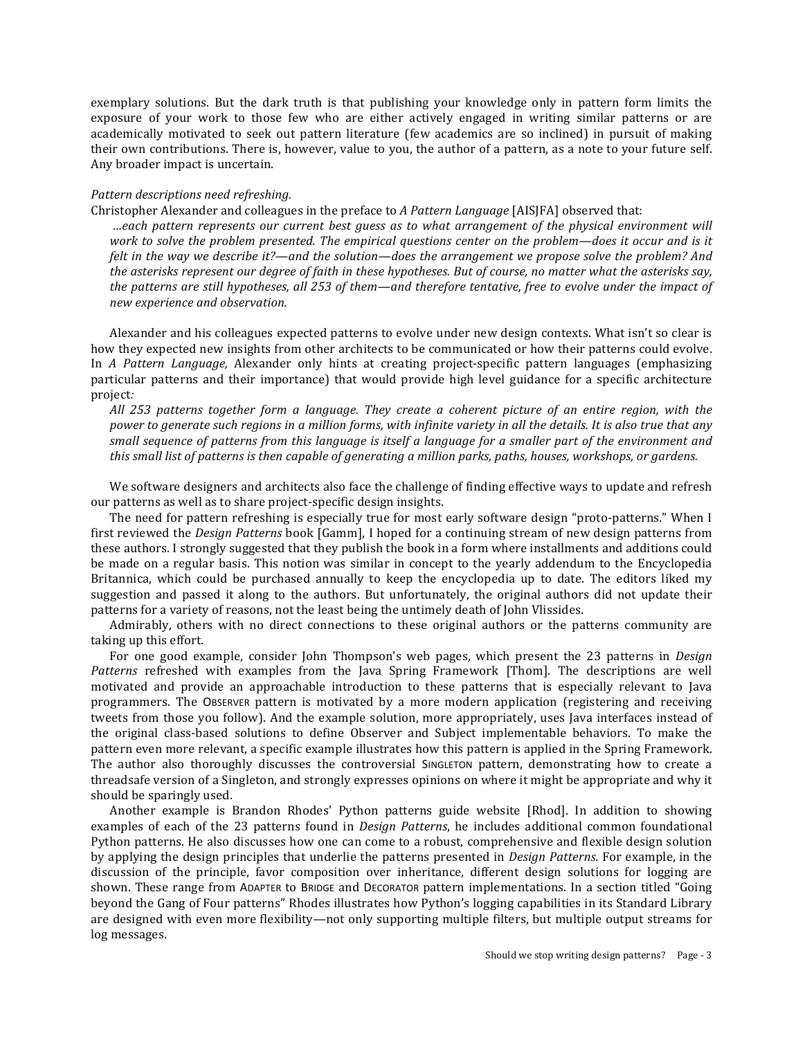exemplary solutions. But the dark truth is that publishing your knowledge only in pattern form limits the exposure of your work to those few who are either actively engaged in writing similar patterns or are academically motivated to seek out pattern literature (few academics are so inclined) in pursuit of making their own contributions. There is, however, value to you, the author of a pattern, as a note to your future self. Any broader impact is uncertain.

*Pattern descriptions need refreshing.*

Christopher Alexander and colleagues in the preface to *A Pattern Language* [AISJFA] observed that:

> *…each pattern represents our current best guess as to what arrangement of the physical environment will work to solve the problem presented. The empirical questions center on the problem—does it occur and is it felt in the way we describe it?—and the solution—does the arrangement we propose solve the problem? And the asterisks represent our degree of faith in these hypotheses. But of course, no matter what the asterisks say, the patterns are still hypotheses, all 253 of them—and therefore tentative, free to evolve under the impact of new experience and observation.*

Alexander and his colleagues expected patterns to evolve under new design contexts. What isn't so clear is how they expected new insights from other architects to be communicated or how their patterns could evolve. In *A Pattern Language,* Alexander only hints at creating project-specific pattern languages (emphasizing particular patterns and their importance) that would provide high level guidance for a specific architecture project*:*

> *All 253 patterns together form a language. They create a coherent picture of an entire region, with the power to generate such regions in a million forms, with infinite variety in all the details. It is also true that any small sequence of patterns from this language is itself a language for a smaller part of the environment and this small list of patterns is then capable of generating a million parks, paths, houses, workshops, or gardens.*

We software designers and architects also face the challenge of finding effective ways to update and refresh our patterns as well as to share project-specific design insights.

The need for pattern refreshing is especially true for most early software design "proto-patterns." When I first reviewed the *Design Patterns* book [Gamm], I hoped for a continuing stream of new design patterns from these authors. I strongly suggested that they publish the book in a form where installments and additions could be made on a regular basis. This notion was similar in concept to the yearly addendum to the Encyclopedia Britannica, which could be purchased annually to keep the encyclopedia up to date. The editors liked my suggestion and passed it along to the authors. But unfortunately, the original authors did not update their patterns for a variety of reasons, not the least being the untimely death of John Vlissides.

Admirably, others with no direct connections to these original authors or the patterns community are taking up this effort.

For one good example, consider John Thompson's web pages, which present the 23 patterns in *Design Patterns* refreshed with examples from the Java Spring Framework [Thom]. The descriptions are well motivated and provide an approachable introduction to these patterns that is especially relevant to Java programmers. The OBSERVER pattern is motivated by a more modern application (registering and receiving tweets from those you follow). And the example solution, more appropriately, uses Java interfaces instead of the original class-based solutions to define Observer and Subject implementable behaviors. To make the pattern even more relevant, a specific example illustrates how this pattern is applied in the Spring Framework. The author also thoroughly discusses the controversial SINGLETON pattern, demonstrating how to create a threadsafe version of a Singleton, and strongly expresses opinions on where it might be appropriate and why it should be sparingly used.

Another example is Brandon Rhodes' Python patterns guide website [Rhod]. In addition to showing examples of each of the 23 patterns found in *Design Patterns*, he includes additional common foundational Python patterns. He also discusses how one can come to a robust, comprehensive and flexible design solution by applying the design principles that underlie the patterns presented in *Design Patterns*. For example, in the discussion of the principle, favor composition over inheritance, different design solutions for logging are shown. These range from ADAPTER to BRIDGE and DECORATOR pattern implementations. In a section titled "Going beyond the Gang of Four patterns" Rhodes illustrates how Python's logging capabilities in its Standard Library are designed with even more flexibility—not only supporting multiple filters, but multiple output streams for log messages.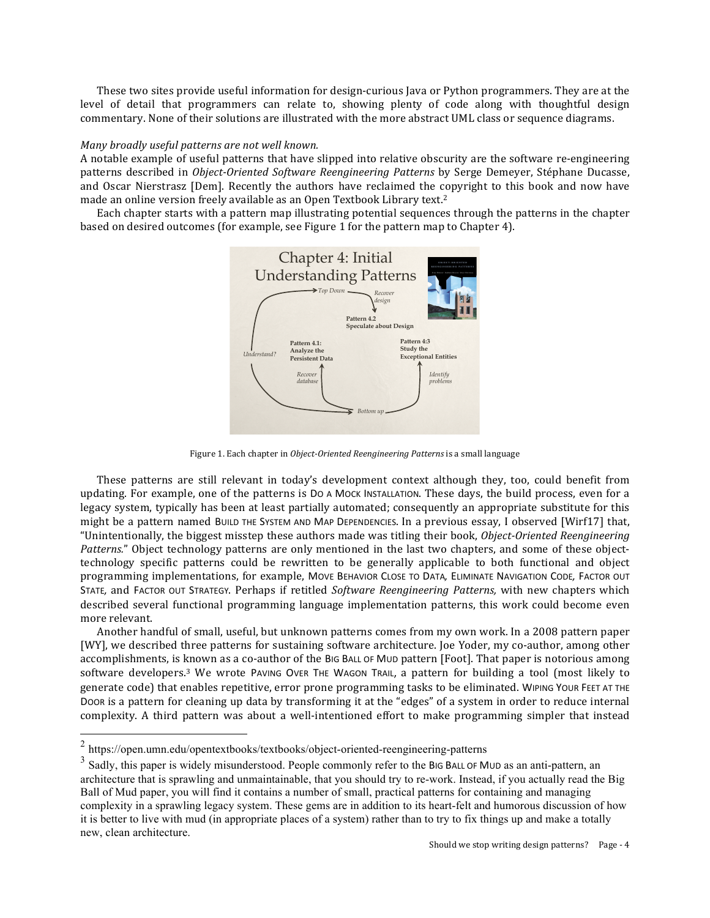These two sites provide useful information for design-curious Java or Python programmers. They are at the level of detail that programmers can relate to, showing plenty of code along with thoughtful design commentary. None of their solutions are illustrated with the more abstract UML class or sequence diagrams.

*Many broadly useful patterns are not well known.*

A notable example of useful patterns that have slipped into relative obscurity are the software re-engineering patterns described in *Object-Oriented Software Reengineering Patterns* by Serge Demeyer, Stéphane Ducasse, and Oscar Nierstrasz [Dem]. Recently the authors have reclaimed the copyright to this book and now have made an online version freely available as an Open Textbook Library text.[2]

Each chapter starts with a pattern map illustrating potential sequences through the patterns in the chapter based on desired outcomes (for example, see Figure 1 for the pattern map to Chapter 4).

Figure 1. Each chapter in *Object-Oriented Reengineering Patterns* is a small language

These patterns are still relevant in today's development context although they, too, could benefit from updating. For example, one of the patterns is DO A MOCK INSTALLATION. These days, the build process, even for a legacy system, typically has been at least partially automated; consequently an appropriate substitute for this might be a pattern named BUILD THE SYSTEM AND MAP DEPENDENCIES. In a previous essay, I observed [Wirf17] that, "Unintentionally, the biggest misstep these authors made was titling their book, *Object-Oriented Reengineering Patterns.*" Object technology patterns are only mentioned in the last two chapters, and some of these object-technology specific patterns could be rewritten to be generally applicable to both functional and object programming implementations, for example, MOVE BEHAVIOR CLOSE TO DATA, ELIMINATE NAVIGATION CODE, FACTOR OUT STATE, and FACTOR OUT STRATEGY. Perhaps if retitled *Software Reengineering Patterns,* with new chapters which described several functional programming language implementation patterns, this work could become even more relevant.

Another handful of small, useful, but unknown patterns comes from my own work. In a 2008 pattern paper [WY], we described three patterns for sustaining software architecture. Joe Yoder, my co-author, among other accomplishments, is known as a co-author of the BIG BALL OF MUD pattern [Foot]. That paper is notorious among software developers.[3] We wrote PAVING OVER THE WAGON TRAIL, a pattern for building a tool (most likely to generate code) that enables repetitive, error prone programming tasks to be eliminated. WIPING YOUR FEET AT THE DOOR is a pattern for cleaning up data by transforming it at the "edges" of a system in order to reduce internal complexity. A third pattern was about a well-intentioned effort to make programming simpler that instead

---

[2] https://open.umn.edu/opentextbooks/textbooks/object-oriented-reengineering-patterns

[3] Sadly, this paper is widely misunderstood. People commonly refer to the BIG BALL OF MUD as an anti-pattern, an architecture that is sprawling and unmaintainable, that you should try to re-work. Instead, if you actually read the Big Ball of Mud paper, you will find it contains a number of small, practical patterns for containing and managing complexity in a sprawling legacy system. These gems are in addition to its heart-felt and humorous discussion of how it is better to live with mud (in appropriate places of a system) rather than to try to fix things up and make a totally new, clean architecture.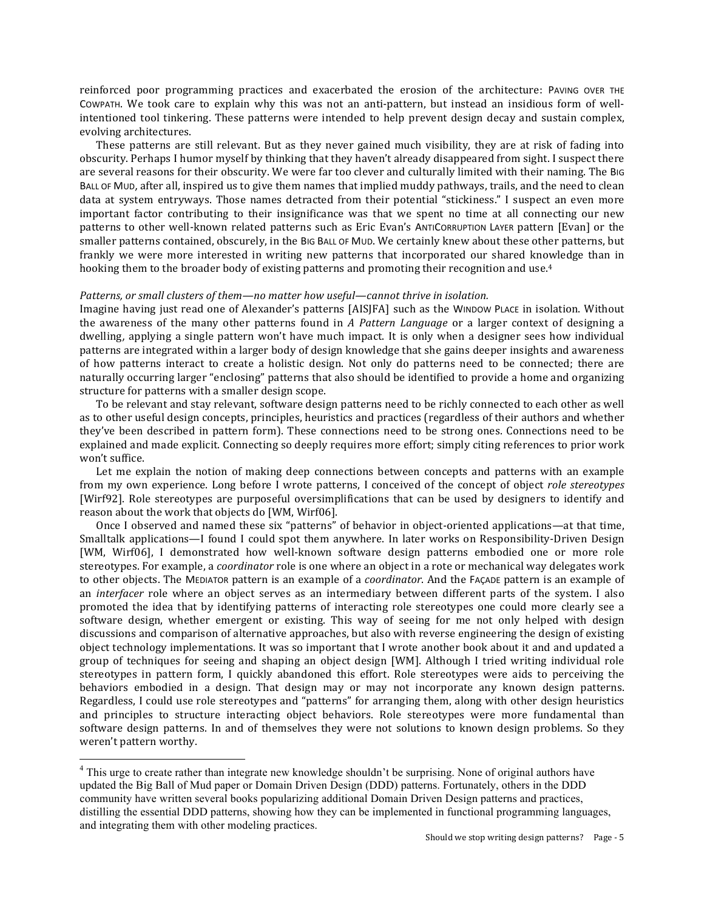reinforced poor programming practices and exacerbated the erosion of the architecture: PAVING OVER THE COWPATH. We took care to explain why this was not an anti-pattern, but instead an insidious form of well-intentioned tool tinkering. These patterns were intended to help prevent design decay and sustain complex, evolving architectures.

These patterns are still relevant. But as they never gained much visibility, they are at risk of fading into obscurity. Perhaps I humor myself by thinking that they haven't already disappeared from sight. I suspect there are several reasons for their obscurity. We were far too clever and culturally limited with their naming. The BIG BALL OF MUD, after all, inspired us to give them names that implied muddy pathways, trails, and the need to clean data at system entryways. Those names detracted from their potential "stickiness." I suspect an even more important factor contributing to their insignificance was that we spent no time at all connecting our new patterns to other well-known related patterns such as Eric Evan's ANTICORRUPTION LAYER pattern [Evan] or the smaller patterns contained, obscurely, in the BIG BALL OF MUD. We certainly knew about these other patterns, but frankly we were more interested in writing new patterns that incorporated our shared knowledge than in hooking them to the broader body of existing patterns and promoting their recognition and use.[4]

*Patterns, or small clusters of them—no matter how useful—cannot thrive in isolation.*
Imagine having just read one of Alexander's patterns [AISJFA] such as the WINDOW PLACE in isolation. Without the awareness of the many other patterns found in *A Pattern Language* or a larger context of designing a dwelling, applying a single pattern won't have much impact. It is only when a designer sees how individual patterns are integrated within a larger body of design knowledge that she gains deeper insights and awareness of how patterns interact to create a holistic design. Not only do patterns need to be connected; there are naturally occurring larger "enclosing" patterns that also should be identified to provide a home and organizing structure for patterns with a smaller design scope.

To be relevant and stay relevant, software design patterns need to be richly connected to each other as well as to other useful design concepts, principles, heuristics and practices (regardless of their authors and whether they've been described in pattern form). These connections need to be strong ones. Connections need to be explained and made explicit. Connecting so deeply requires more effort; simply citing references to prior work won't suffice.

Let me explain the notion of making deep connections between concepts and patterns with an example from my own experience. Long before I wrote patterns, I conceived of the concept of object *role stereotypes* [Wirf92]. Role stereotypes are purposeful oversimplifications that can be used by designers to identify and reason about the work that objects do [WM, Wirf06].

Once I observed and named these six "patterns" of behavior in object-oriented applications—at that time, Smalltalk applications—I found I could spot them anywhere. In later works on Responsibility-Driven Design [WM, Wirf06], I demonstrated how well-known software design patterns embodied one or more role stereotypes. For example, a *coordinator* role is one where an object in a rote or mechanical way delegates work to other objects. The MEDIATOR pattern is an example of a *coordinator*. And the FAÇADE pattern is an example of an *interfacer* role where an object serves as an intermediary between different parts of the system. I also promoted the idea that by identifying patterns of interacting role stereotypes one could more clearly see a software design, whether emergent or existing. This way of seeing for me not only helped with design discussions and comparison of alternative approaches, but also with reverse engineering the design of existing object technology implementations. It was so important that I wrote another book about it and and updated a group of techniques for seeing and shaping an object design [WM]. Although I tried writing individual role stereotypes in pattern form, I quickly abandoned this effort. Role stereotypes were aids to perceiving the behaviors embodied in a design. That design may or may not incorporate any known design patterns. Regardless, I could use role stereotypes and "patterns" for arranging them, along with other design heuristics and principles to structure interacting object behaviors. Role stereotypes were more fundamental than software design patterns. In and of themselves they were not solutions to known design problems. So they weren't pattern worthy.

---

[4] This urge to create rather than integrate new knowledge shouldn't be surprising. None of original authors have updated the Big Ball of Mud paper or Domain Driven Design (DDD) patterns. Fortunately, others in the DDD community have written several books popularizing additional Domain Driven Design patterns and practices, distilling the essential DDD patterns, showing how they can be implemented in functional programming languages, and integrating them with other modeling practices.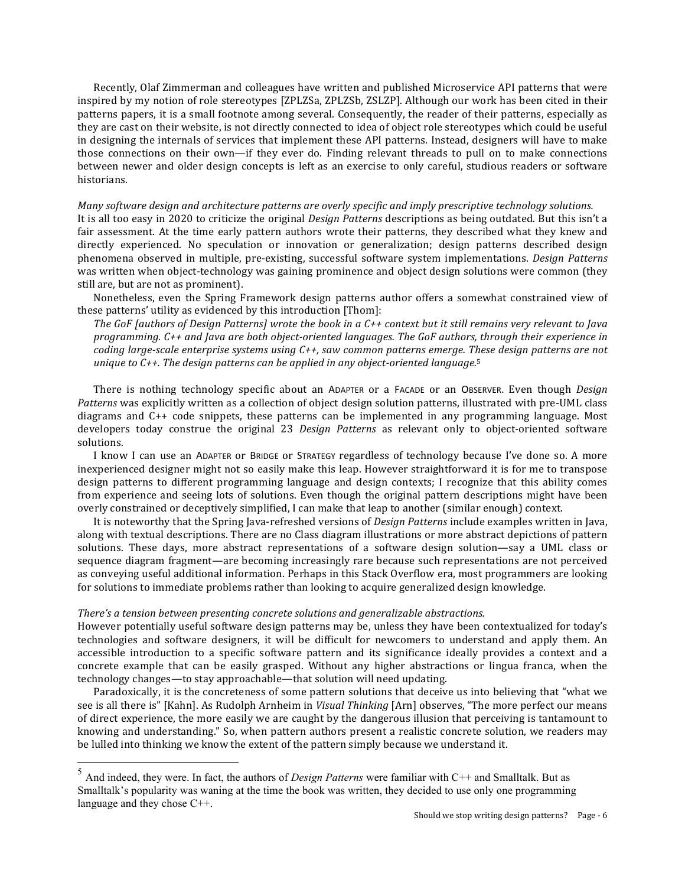Recently, Olaf Zimmerman and colleagues have written and published Microservice API patterns that were inspired by my notion of role stereotypes [ZPLZSa, ZPLZSb, ZSLZP]. Although our work has been cited in their patterns papers, it is a small footnote among several. Consequently, the reader of their patterns, especially as they are cast on their website, is not directly connected to idea of object role stereotypes which could be useful in designing the internals of services that implement these API patterns. Instead, designers will have to make those connections on their own—if they ever do. Finding relevant threads to pull on to make connections between newer and older design concepts is left as an exercise to only careful, studious readers or software historians.

*Many software design and architecture patterns are overly specific and imply prescriptive technology solutions.*
It is all too easy in 2020 to criticize the original *Design Patterns* descriptions as being outdated. But this isn't a fair assessment. At the time early pattern authors wrote their patterns, they described what they knew and directly experienced. No speculation or innovation or generalization; design patterns described design phenomena observed in multiple, pre-existing, successful software system implementations. *Design Patterns* was written when object-technology was gaining prominence and object design solutions were common (they still are, but are not as prominent).

Nonetheless, even the Spring Framework design patterns author offers a somewhat constrained view of these patterns' utility as evidenced by this introduction [Thom]:

> *The GoF [authors of Design Patterns] wrote the book in a C++ context but it still remains very relevant to Java programming. C++ and Java are both object-oriented languages. The GoF authors, through their experience in coding large-scale enterprise systems using C++, saw common patterns emerge. These design patterns are not unique to C++. The design patterns can be applied in any object-oriented language.*[5]

There is nothing technology specific about an ADAPTER or a FACADE or an OBSERVER. Even though *Design Patterns* was explicitly written as a collection of object design solution patterns, illustrated with pre-UML class diagrams and C++ code snippets, these patterns can be implemented in any programming language. Most developers today construe the original 23 *Design Patterns* as relevant only to object-oriented software solutions.

I know I can use an ADAPTER or BRIDGE or STRATEGY regardless of technology because I've done so. A more inexperienced designer might not so easily make this leap. However straightforward it is for me to transpose design patterns to different programming language and design contexts; I recognize that this ability comes from experience and seeing lots of solutions. Even though the original pattern descriptions might have been overly constrained or deceptively simplified, I can make that leap to another (similar enough) context.

It is noteworthy that the Spring Java-refreshed versions of *Design Patterns* include examples written in Java, along with textual descriptions. There are no Class diagram illustrations or more abstract depictions of pattern solutions. These days, more abstract representations of a software design solution—say a UML class or sequence diagram fragment—are becoming increasingly rare because such representations are not perceived as conveying useful additional information. Perhaps in this Stack Overflow era, most programmers are looking for solutions to immediate problems rather than looking to acquire generalized design knowledge.

*There's a tension between presenting concrete solutions and generalizable abstractions.*
However potentially useful software design patterns may be, unless they have been contextualized for today's technologies and software designers, it will be difficult for newcomers to understand and apply them. An accessible introduction to a specific software pattern and its significance ideally provides a context and a concrete example that can be easily grasped. Without any higher abstractions or lingua franca, when the technology changes—to stay approachable—that solution will need updating.

Paradoxically, it is the concreteness of some pattern solutions that deceive us into believing that "what we see is all there is" [Kahn]. As Rudolph Arnheim in *Visual Thinking* [Arn] observes, "The more perfect our means of direct experience, the more easily we are caught by the dangerous illusion that perceiving is tantamount to knowing and understanding." So, when pattern authors present a realistic concrete solution, we readers may be lulled into thinking we know the extent of the pattern simply because we understand it.

---

[5] And indeed, they were. In fact, the authors of *Design Patterns* were familiar with C++ and Smalltalk. But as Smalltalk's popularity was waning at the time the book was written, they decided to use only one programming language and they chose C++.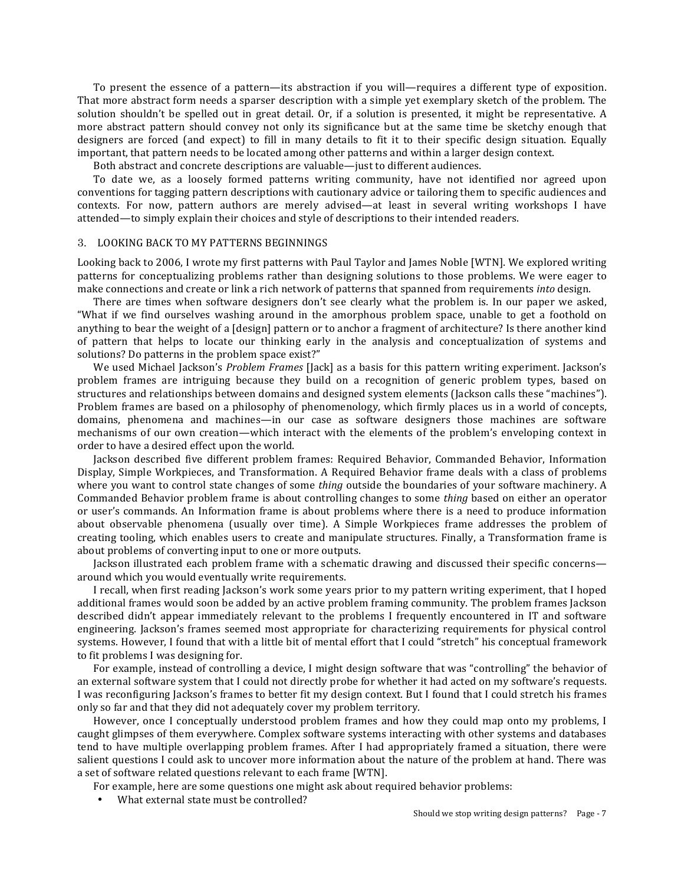To present the essence of a pattern—its abstraction if you will—requires a different type of exposition. That more abstract form needs a sparser description with a simple yet exemplary sketch of the problem. The solution shouldn't be spelled out in great detail. Or, if a solution is presented, it might be representative. A more abstract pattern should convey not only its significance but at the same time be sketchy enough that designers are forced (and expect) to fill in many details to fit it to their specific design situation. Equally important, that pattern needs to be located among other patterns and within a larger design context.

Both abstract and concrete descriptions are valuable—just to different audiences.

To date we, as a loosely formed patterns writing community, have not identified nor agreed upon conventions for tagging pattern descriptions with cautionary advice or tailoring them to specific audiences and contexts. For now, pattern authors are merely advised—at least in several writing workshops I have attended—to simply explain their choices and style of descriptions to their intended readers.

## 3. LOOKING BACK TO MY PATTERNS BEGINNINGS

Looking back to 2006, I wrote my first patterns with Paul Taylor and James Noble [WTN]. We explored writing patterns for conceptualizing problems rather than designing solutions to those problems. We were eager to make connections and create or link a rich network of patterns that spanned from requirements *into* design.

There are times when software designers don't see clearly what the problem is. In our paper we asked, "What if we find ourselves washing around in the amorphous problem space, unable to get a foothold on anything to bear the weight of a [design] pattern or to anchor a fragment of architecture? Is there another kind of pattern that helps to locate our thinking early in the analysis and conceptualization of systems and solutions? Do patterns in the problem space exist?"

We used Michael Jackson's *Problem Frames* [Jack] as a basis for this pattern writing experiment. Jackson's problem frames are intriguing because they build on a recognition of generic problem types, based on structures and relationships between domains and designed system elements (Jackson calls these "machines"). Problem frames are based on a philosophy of phenomenology, which firmly places us in a world of concepts, domains, phenomena and machines—in our case as software designers those machines are software mechanisms of our own creation—which interact with the elements of the problem's enveloping context in order to have a desired effect upon the world.

Jackson described five different problem frames: Required Behavior, Commanded Behavior, Information Display, Simple Workpieces, and Transformation. A Required Behavior frame deals with a class of problems where you want to control state changes of some *thing* outside the boundaries of your software machinery. A Commanded Behavior problem frame is about controlling changes to some *thing* based on either an operator or user's commands. An Information frame is about problems where there is a need to produce information about observable phenomena (usually over time). A Simple Workpieces frame addresses the problem of creating tooling, which enables users to create and manipulate structures. Finally, a Transformation frame is about problems of converting input to one or more outputs.

Jackson illustrated each problem frame with a schematic drawing and discussed their specific concerns—around which you would eventually write requirements.

I recall, when first reading Jackson's work some years prior to my pattern writing experiment, that I hoped additional frames would soon be added by an active problem framing community. The problem frames Jackson described didn't appear immediately relevant to the problems I frequently encountered in IT and software engineering. Jackson's frames seemed most appropriate for characterizing requirements for physical control systems. However, I found that with a little bit of mental effort that I could "stretch" his conceptual framework to fit problems I was designing for.

For example, instead of controlling a device, I might design software that was "controlling" the behavior of an external software system that I could not directly probe for whether it had acted on my software's requests. I was reconfiguring Jackson's frames to better fit my design context. But I found that I could stretch his frames only so far and that they did not adequately cover my problem territory.

However, once I conceptually understood problem frames and how they could map onto my problems, I caught glimpses of them everywhere. Complex software systems interacting with other systems and databases tend to have multiple overlapping problem frames. After I had appropriately framed a situation, there were salient questions I could ask to uncover more information about the nature of the problem at hand. There was a set of software related questions relevant to each frame [WTN].

For example, here are some questions one might ask about required behavior problems:

- What external state must be controlled?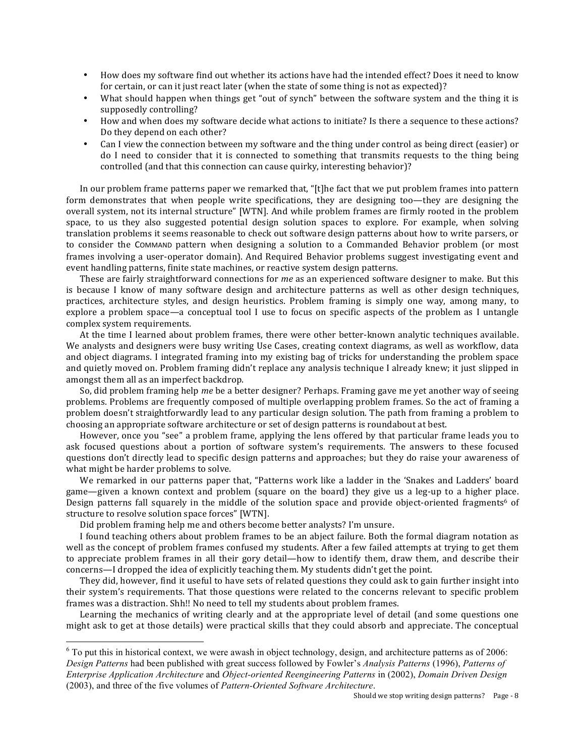- How does my software find out whether its actions have had the intended effect? Does it need to know for certain, or can it just react later (when the state of some thing is not as expected)?
- What should happen when things get "out of synch" between the software system and the thing it is supposedly controlling?
- How and when does my software decide what actions to initiate? Is there a sequence to these actions? Do they depend on each other?
- Can I view the connection between my software and the thing under control as being direct (easier) or do I need to consider that it is connected to something that transmits requests to the thing being controlled (and that this connection can cause quirky, interesting behavior)?

In our problem frame patterns paper we remarked that, "[t]he fact that we put problem frames into pattern form demonstrates that when people write specifications, they are designing too—they are designing the overall system, not its internal structure" [WTN]. And while problem frames are firmly rooted in the problem space, to us they also suggested potential design solution spaces to explore. For example, when solving translation problems it seems reasonable to check out software design patterns about how to write parsers, or to consider the COMMAND pattern when designing a solution to a Commanded Behavior problem (or most frames involving a user-operator domain). And Required Behavior problems suggest investigating event and event handling patterns, finite state machines, or reactive system design patterns.

These are fairly straightforward connections for *me* as an experienced software designer to make. But this is because I know of many software design and architecture patterns as well as other design techniques, practices, architecture styles, and design heuristics. Problem framing is simply one way, among many, to explore a problem space—a conceptual tool I use to focus on specific aspects of the problem as I untangle complex system requirements.

At the time I learned about problem frames, there were other better-known analytic techniques available. We analysts and designers were busy writing Use Cases, creating context diagrams, as well as workflow, data and object diagrams. I integrated framing into my existing bag of tricks for understanding the problem space and quietly moved on. Problem framing didn't replace any analysis technique I already knew; it just slipped in amongst them all as an imperfect backdrop.

So, did problem framing help *me* be a better designer? Perhaps. Framing gave me yet another way of seeing problems. Problems are frequently composed of multiple overlapping problem frames. So the act of framing a problem doesn't straightforwardly lead to any particular design solution. The path from framing a problem to choosing an appropriate software architecture or set of design patterns is roundabout at best.

However, once you "see" a problem frame, applying the lens offered by that particular frame leads you to ask focused questions about a portion of software system's requirements. The answers to these focused questions don't directly lead to specific design patterns and approaches; but they do raise your awareness of what might be harder problems to solve.

We remarked in our patterns paper that, "Patterns work like a ladder in the 'Snakes and Ladders' board game—given a known context and problem (square on the board) they give us a leg-up to a higher place. Design patterns fall squarely in the middle of the solution space and provide object-oriented fragments[6] of structure to resolve solution space forces" [WTN].

Did problem framing help me and others become better analysts? I'm unsure.

I found teaching others about problem frames to be an abject failure. Both the formal diagram notation as well as the concept of problem frames confused my students. After a few failed attempts at trying to get them to appreciate problem frames in all their gory detail—how to identify them, draw them, and describe their concerns—I dropped the idea of explicitly teaching them. My students didn't get the point.

They did, however, find it useful to have sets of related questions they could ask to gain further insight into their system's requirements. That those questions were related to the concerns relevant to specific problem frames was a distraction. Shh!! No need to tell my students about problem frames.

Learning the mechanics of writing clearly and at the appropriate level of detail (and some questions one might ask to get at those details) were practical skills that they could absorb and appreciate. The conceptual

---

[6] To put this in historical context, we were awash in object technology, design, and architecture patterns as of 2006: *Design Patterns* had been published with great success followed by Fowler's *Analysis Patterns* (1996), *Patterns of Enterprise Application Architecture* and *Object-oriented Reengineering Patterns* in (2002), *Domain Driven Design* (2003), and three of the five volumes of *Pattern-Oriented Software Architecture*.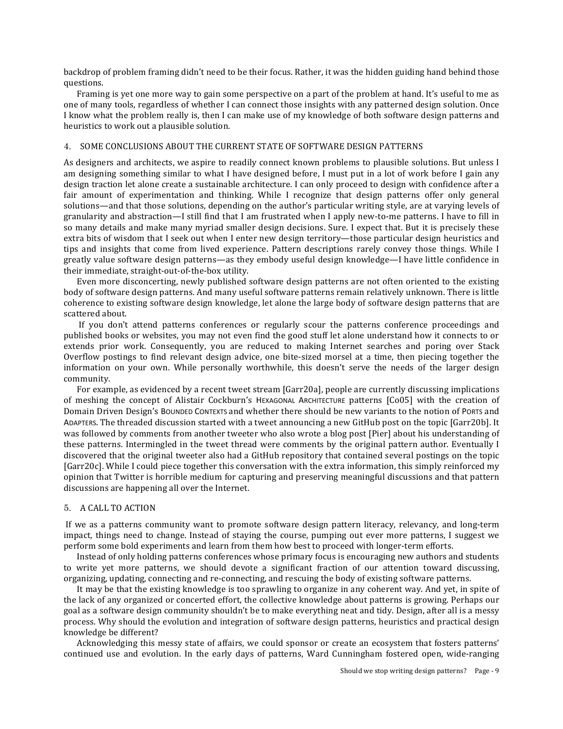backdrop of problem framing didn't need to be their focus. Rather, it was the hidden guiding hand behind those questions.

Framing is yet one more way to gain some perspective on a part of the problem at hand. It's useful to me as one of many tools, regardless of whether I can connect those insights with any patterned design solution. Once I know what the problem really is, then I can make use of my knowledge of both software design patterns and heuristics to work out a plausible solution.

## 4. SOME CONCLUSIONS ABOUT THE CURRENT STATE OF SOFTWARE DESIGN PATTERNS

As designers and architects, we aspire to readily connect known problems to plausible solutions. But unless I am designing something similar to what I have designed before, I must put in a lot of work before I gain any design traction let alone create a sustainable architecture. I can only proceed to design with confidence after a fair amount of experimentation and thinking. While I recognize that design patterns offer only general solutions—and that those solutions, depending on the author's particular writing style, are at varying levels of granularity and abstraction—I still find that I am frustrated when I apply new-to-me patterns. I have to fill in so many details and make many myriad smaller design decisions. Sure. I expect that. But it is precisely these extra bits of wisdom that I seek out when I enter new design territory—those particular design heuristics and tips and insights that come from lived experience. Pattern descriptions rarely convey those things. While I greatly value software design patterns—as they embody useful design knowledge—I have little confidence in their immediate, straight-out-of-the-box utility.

Even more disconcerting, newly published software design patterns are not often oriented to the existing body of software design patterns. And many useful software patterns remain relatively unknown. There is little coherence to existing software design knowledge, let alone the large body of software design patterns that are scattered about.

If you don't attend patterns conferences or regularly scour the patterns conference proceedings and published books or websites, you may not even find the good stuff let alone understand how it connects to or extends prior work. Consequently, you are reduced to making Internet searches and poring over Stack Overflow postings to find relevant design advice, one bite-sized morsel at a time, then piecing together the information on your own. While personally worthwhile, this doesn't serve the needs of the larger design community.

For example, as evidenced by a recent tweet stream [Garr20a], people are currently discussing implications of meshing the concept of Alistair Cockburn's HEXAGONAL ARCHITECTURE patterns [Co05] with the creation of Domain Driven Design's BOUNDED CONTEXTS and whether there should be new variants to the notion of PORTS and ADAPTERS. The threaded discussion started with a tweet announcing a new GitHub post on the topic [Garr20b]. It was followed by comments from another tweeter who also wrote a blog post [Pier] about his understanding of these patterns. Intermingled in the tweet thread were comments by the original pattern author. Eventually I discovered that the original tweeter also had a GitHub repository that contained several postings on the topic [Garr20c]. While I could piece together this conversation with the extra information, this simply reinforced my opinion that Twitter is horrible medium for capturing and preserving meaningful discussions and that pattern discussions are happening all over the Internet.

## 5. A CALL TO ACTION

If we as a patterns community want to promote software design pattern literacy, relevancy, and long-term impact, things need to change. Instead of staying the course, pumping out ever more patterns, I suggest we perform some bold experiments and learn from them how best to proceed with longer-term efforts.

Instead of only holding patterns conferences whose primary focus is encouraging new authors and students to write yet more patterns, we should devote a significant fraction of our attention toward discussing, organizing, updating, connecting and re-connecting, and rescuing the body of existing software patterns.

It may be that the existing knowledge is too sprawling to organize in any coherent way. And yet, in spite of the lack of any organized or concerted effort, the collective knowledge about patterns is growing. Perhaps our goal as a software design community shouldn't be to make everything neat and tidy. Design, after all is a messy process. Why should the evolution and integration of software design patterns, heuristics and practical design knowledge be different?

Acknowledging this messy state of affairs, we could sponsor or create an ecosystem that fosters patterns' continued use and evolution. In the early days of patterns, Ward Cunningham fostered open, wide-ranging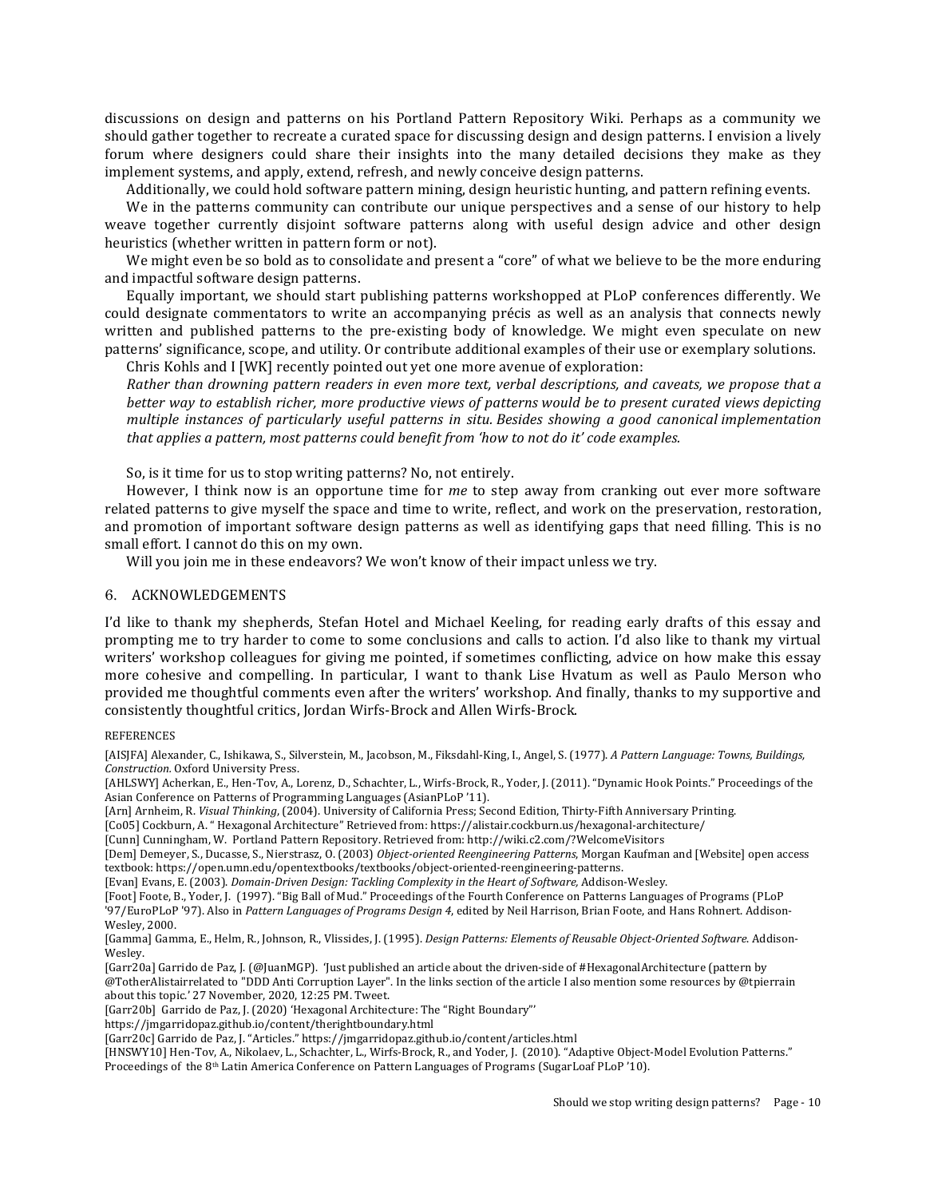discussions on design and patterns on his Portland Pattern Repository Wiki. Perhaps as a community we should gather together to recreate a curated space for discussing design and design patterns. I envision a lively forum where designers could share their insights into the many detailed decisions they make as they implement systems, and apply, extend, refresh, and newly conceive design patterns.

Additionally, we could hold software pattern mining, design heuristic hunting, and pattern refining events.

We in the patterns community can contribute our unique perspectives and a sense of our history to help weave together currently disjoint software patterns along with useful design advice and other design heuristics (whether written in pattern form or not).

We might even be so bold as to consolidate and present a "core" of what we believe to be the more enduring and impactful software design patterns.

Equally important, we should start publishing patterns workshopped at PLoP conferences differently. We could designate commentators to write an accompanying précis as well as an analysis that connects newly written and published patterns to the pre-existing body of knowledge. We might even speculate on new patterns' significance, scope, and utility. Or contribute additional examples of their use or exemplary solutions.

Chris Kohls and I [WK] recently pointed out yet one more avenue of exploration:

*Rather than drowning pattern readers in even more text, verbal descriptions, and caveats, we propose that a better way to establish richer, more productive views of patterns would be to present curated views depicting multiple instances of particularly useful patterns in situ. Besides showing a good canonical implementation that applies a pattern, most patterns could benefit from 'how to not do it' code examples.*

So, is it time for us to stop writing patterns? No, not entirely.

However, I think now is an opportune time for *me* to step away from cranking out ever more software related patterns to give myself the space and time to write, reflect, and work on the preservation, restoration, and promotion of important software design patterns as well as identifying gaps that need filling. This is no small effort. I cannot do this on my own.

Will you join me in these endeavors? We won't know of their impact unless we try.

## 6. ACKNOWLEDGEMENTS

I'd like to thank my shepherds, Stefan Hotel and Michael Keeling, for reading early drafts of this essay and prompting me to try harder to come to some conclusions and calls to action. I'd also like to thank my virtual writers' workshop colleagues for giving me pointed, if sometimes conflicting, advice on how make this essay more cohesive and compelling. In particular, I want to thank Lise Hvatum as well as Paulo Merson who provided me thoughtful comments even after the writers' workshop. And finally, thanks to my supportive and consistently thoughtful critics, Jordan Wirfs-Brock and Allen Wirfs-Brock.

## REFERENCES

[AISJFA] Alexander, C., Ishikawa, S., Silverstein, M., Jacobson, M., Fiksdahl-King, I., Angel, S. (1977). *A Pattern Language: Towns, Buildings, Construction*. Oxford University Press.

[AHLSWY] Acherkan, E., Hen-Tov, A., Lorenz, D., Schachter, L., Wirfs-Brock, R., Yoder, J. (2011). "Dynamic Hook Points." Proceedings of the Asian Conference on Patterns of Programming Languages (AsianPLoP '11).

[Arn] Arnheim, R. *Visual Thinking*, (2004). University of California Press; Second Edition, Thirty-Fifth Anniversary Printing.

[Co05] Cockburn, A. " Hexagonal Architecture" Retrieved from: https://alistair.cockburn.us/hexagonal-architecture/

[Cunn] Cunningham, W. Portland Pattern Repository. Retrieved from: http://wiki.c2.com/?WelcomeVisitors

[Dem] Demeyer, S., Ducasse, S., Nierstrasz, O. (2003) *Object-oriented Reengineering Patterns*, Morgan Kaufman and [Website] open access textbook: https://open.umn.edu/opentextbooks/textbooks/object-oriented-reengineering-patterns.

[Evan] Evans, E. (2003). *Domain-Driven Design: Tackling Complexity in the Heart of Software,* Addison-Wesley.

[Foot] Foote, B., Yoder, J. (1997). "Big Ball of Mud." Proceedings of the Fourth Conference on Patterns Languages of Programs (PLoP '97/EuroPLoP '97). Also in *Pattern Languages of Programs Design 4*, edited by Neil Harrison, Brian Foote, and Hans Rohnert. Addison-Wesley, 2000.

[Gamma] Gamma, E., Helm, R., Johnson, R., Vlissides, J. (1995). *Design Patterns: Elements of Reusable Object-Oriented Software*. Addison-Wesley.

[Garr20a] Garrido de Paz, J. (@JuanMGP). 'Just published an article about the driven-side of #HexagonalArchitecture (pattern by @TotherAlistairrelated to "DDD Anti Corruption Layer". In the links section of the article I also mention some resources by @tpierrain about this topic.' 27 November, 2020, 12:25 PM. Tweet.

[Garr20b] Garrido de Paz, J. (2020) 'Hexagonal Architecture: The "Right Boundary"' https://jmgarridopaz.github.io/content/therightboundary.html

[Garr20c] Garrido de Paz, J. "Articles." https://jmgarridopaz.github.io/content/articles.html

[HNSWY10] Hen-Tov, A., Nikolaev, L., Schachter, L., Wirfs-Brock, R., and Yoder, J. (2010). "Adaptive Object-Model Evolution Patterns." Proceedings of the 8th Latin America Conference on Pattern Languages of Programs (SugarLoaf PLoP '10).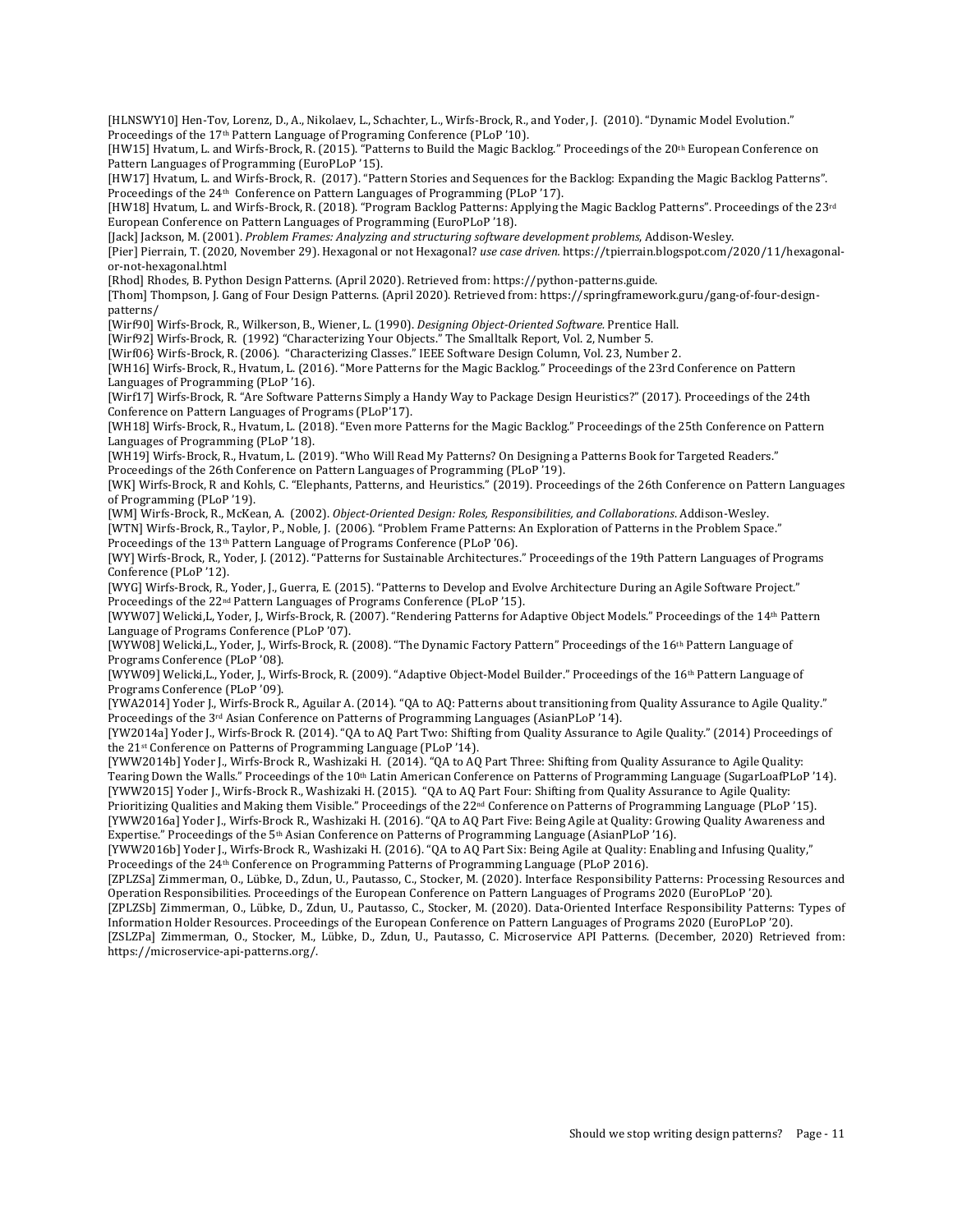[HLNSWY10] Hen-Tov, Lorenz, D., A., Nikolaev, L., Schachter, L., Wirfs-Brock, R., and Yoder, J. (2010). "Dynamic Model Evolution." Proceedings of the 17th Pattern Language of Programing Conference (PLoP '10).

[HW15] Hvatum, L. and Wirfs-Brock, R. (2015). "Patterns to Build the Magic Backlog." Proceedings of the 20th European Conference on Pattern Languages of Programming (EuroPLoP '15).

[HW17] Hvatum, L. and Wirfs-Brock, R. (2017). "Pattern Stories and Sequences for the Backlog: Expanding the Magic Backlog Patterns". Proceedings of the 24th Conference on Pattern Languages of Programming (PLoP '17).

[HW18] Hvatum, L. and Wirfs-Brock, R. (2018). "Program Backlog Patterns: Applying the Magic Backlog Patterns". Proceedings of the 23rd European Conference on Pattern Languages of Programming (EuroPLoP '18).

[Jack] Jackson, M. (2001). *Problem Frames: Analyzing and structuring software development problems*, Addison-Wesley.

[Pier] Pierrain, T. (2020, November 29). Hexagonal or not Hexagonal? *use case driven*. https://tpierrain.blogspot.com/2020/11/hexagonal-or-not-hexagonal.html

[Rhod] Rhodes, B. Python Design Patterns. (April 2020). Retrieved from: https://python-patterns.guide.

[Thom] Thompson, J. Gang of Four Design Patterns. (April 2020). Retrieved from: https://springframework.guru/gang-of-four-design-patterns/

[Wirf90] Wirfs-Brock, R., Wilkerson, B., Wiener, L. (1990). *Designing Object-Oriented Software*. Prentice Hall.

[Wirf92] Wirfs-Brock, R. (1992) "Characterizing Your Objects." The Smalltalk Report, Vol. 2, Number 5.

[Wirf06} Wirfs-Brock, R. (2006). "Characterizing Classes." IEEE Software Design Column, Vol. 23, Number 2.

[WH16] Wirfs-Brock, R., Hvatum, L. (2016). "More Patterns for the Magic Backlog." Proceedings of the 23rd Conference on Pattern Languages of Programming (PLoP '16).

[Wirf17] Wirfs-Brock, R. "Are Software Patterns Simply a Handy Way to Package Design Heuristics?" (2017). Proceedings of the 24th Conference on Pattern Languages of Programs (PLoP'17).

[WH18] Wirfs-Brock, R., Hvatum, L. (2018). "Even more Patterns for the Magic Backlog." Proceedings of the 25th Conference on Pattern Languages of Programming (PLoP '18).

[WH19] Wirfs-Brock, R., Hvatum, L. (2019). "Who Will Read My Patterns? On Designing a Patterns Book for Targeted Readers." Proceedings of the 26th Conference on Pattern Languages of Programming (PLoP '19).

[WK] Wirfs-Brock, R and Kohls, C. "Elephants, Patterns, and Heuristics." (2019). Proceedings of the 26th Conference on Pattern Languages of Programming (PLoP '19).

[WM] Wirfs-Brock, R., McKean, A. (2002). *Object-Oriented Design: Roles, Responsibilities, and Collaborations*. Addison-Wesley.

[WTN] Wirfs-Brock, R., Taylor, P., Noble, J. (2006). "Problem Frame Patterns: An Exploration of Patterns in the Problem Space." Proceedings of the 13th Pattern Language of Programs Conference (PLoP '06).

[WY] Wirfs-Brock, R., Yoder, J. (2012). "Patterns for Sustainable Architectures." Proceedings of the 19th Pattern Languages of Programs Conference (PLoP '12).

[WYG] Wirfs-Brock, R., Yoder, J., Guerra, E. (2015). "Patterns to Develop and Evolve Architecture During an Agile Software Project." Proceedings of the 22nd Pattern Languages of Programs Conference (PLoP '15).

[WYW07] Welicki,L, Yoder, J., Wirfs-Brock, R. (2007). "Rendering Patterns for Adaptive Object Models." Proceedings of the 14th Pattern Language of Programs Conference (PLoP '07).

[WYW08] Welicki,L., Yoder, J., Wirfs-Brock, R. (2008). "The Dynamic Factory Pattern" Proceedings of the 16th Pattern Language of Programs Conference (PLoP '08).

[WYW09] Welicki,L., Yoder, J., Wirfs-Brock, R. (2009). "Adaptive Object-Model Builder." Proceedings of the 16th Pattern Language of Programs Conference (PLoP '09).

[YWA2014] Yoder J., Wirfs-Brock R., Aguilar A. (2014). "QA to AQ: Patterns about transitioning from Quality Assurance to Agile Quality." Proceedings of the 3rd Asian Conference on Patterns of Programming Languages (AsianPLoP '14).

[YW2014a] Yoder J., Wirfs-Brock R. (2014). "QA to AQ Part Two: Shifting from Quality Assurance to Agile Quality." (2014) Proceedings of the 21st Conference on Patterns of Programming Language (PLoP '14).

[YWW2014b] Yoder J., Wirfs-Brock R., Washizaki H. (2014). "QA to AQ Part Three: Shifting from Quality Assurance to Agile Quality: Tearing Down the Walls." Proceedings of the 10th Latin American Conference on Patterns of Programming Language (SugarLoafPLoP '14).

[YWW2015] Yoder J., Wirfs-Brock R., Washizaki H. (2015). "QA to AQ Part Four: Shifting from Quality Assurance to Agile Quality: Prioritizing Qualities and Making them Visible." Proceedings of the 22nd Conference on Patterns of Programming Language (PLoP '15).

[YWW2016a] Yoder J., Wirfs-Brock R., Washizaki H. (2016). "QA to AQ Part Five: Being Agile at Quality: Growing Quality Awareness and Expertise." Proceedings of the 5th Asian Conference on Patterns of Programming Language (AsianPLoP '16).

[YWW2016b] Yoder J., Wirfs-Brock R., Washizaki H. (2016). "QA to AQ Part Six: Being Agile at Quality: Enabling and Infusing Quality," Proceedings of the 24th Conference on Programming Patterns of Programming Language (PLoP 2016).

[ZPLZSa] Zimmerman, O., Lübke, D., Zdun, U., Pautasso, C., Stocker, M. (2020). Interface Responsibility Patterns: Processing Resources and Operation Responsibilities. Proceedings of the European Conference on Pattern Languages of Programs 2020 (EuroPLoP '20).

[ZPLZSb] Zimmerman, O., Lübke, D., Zdun, U., Pautasso, C., Stocker, M. (2020). Data-Oriented Interface Responsibility Patterns: Types of Information Holder Resources. Proceedings of the European Conference on Pattern Languages of Programs 2020 (EuroPLoP '20).

[ZSLZPa] Zimmerman, O., Stocker, M., Lübke, D., Zdun, U., Pautasso, C. Microservice API Patterns. (December, 2020) Retrieved from: https://microservice-api-patterns.org/.